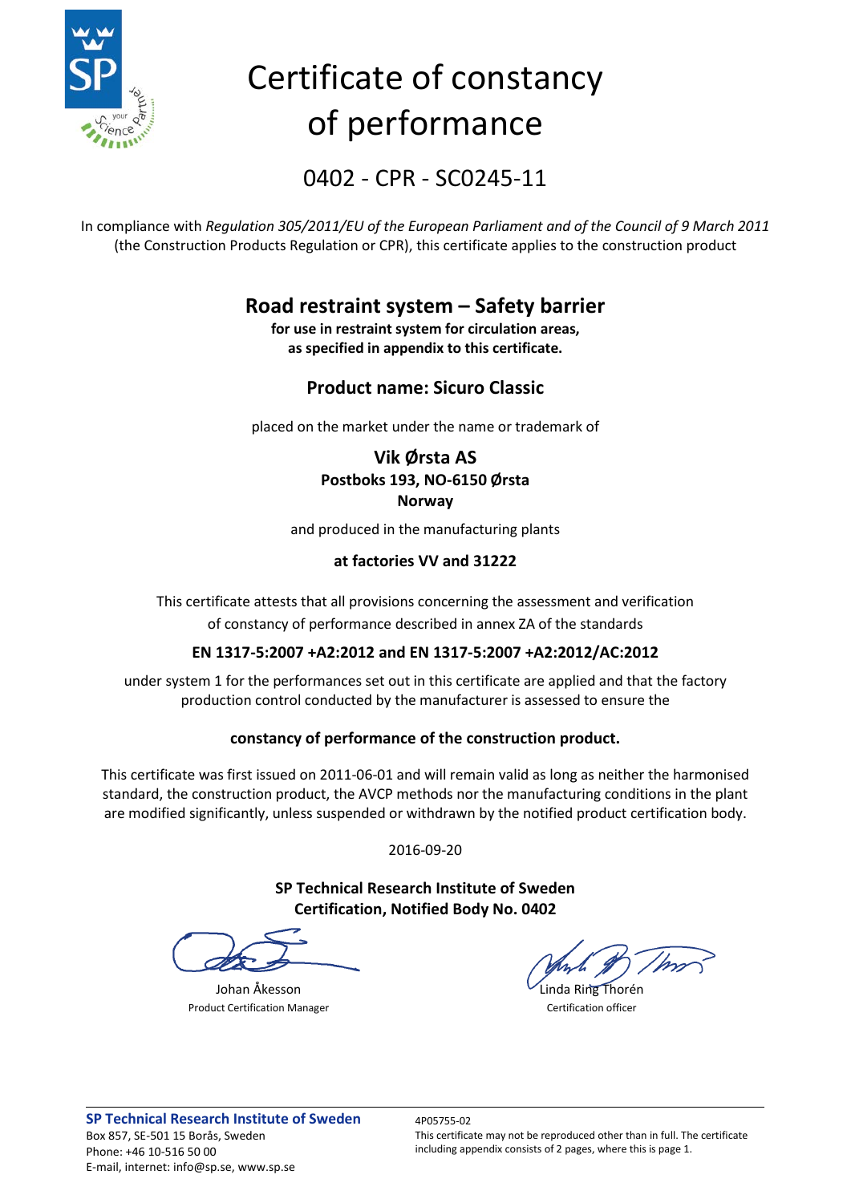# Certificate of constancy of performance

## 0402 - CPR - SC0245-11

In compliance with *Regulation 305/2011/EU of the European Parliament and of the Council of 9 March 2011* (the Construction Products Regulation or CPR), this certificate applies to the construction product

## Road restraint system – Safety barrier

**for use in restraint system for circulation areas, as specified in appendix to this certificate.**

### Product name: Sicuro Classic

placed on the market under the name or trademark of

**Vik Ørsta AS**
**Postboks 193, NO-6150 Ørsta**
**Norway**

and produced in the manufacturing plants

**at factories VV and 31222**

This certificate attests that all provisions concerning the assessment and verification of constancy of performance described in annex ZA of the standards

**EN 1317-5:2007 +A2:2012 and EN 1317-5:2007 +A2:2012/AC:2012**

under system 1 for the performances set out in this certificate are applied and that the factory production control conducted by the manufacturer is assessed to ensure the

**constancy of performance of the construction product.**

This certificate was first issued on 2011-06-01 and will remain valid as long as neither the harmonised standard, the construction product, the AVCP methods nor the manufacturing conditions in the plant are modified significantly, unless suspended or withdrawn by the notified product certification body.

2016-09-20

**SP Technical Research Institute of Sweden**
**Certification, Notified Body No. 0402**

| | |
|---|---|
| Johan Åkesson | Linda Ring Thorén |
| Product Certification Manager | Certification officer |

**SP Technical Research Institute of Sweden**
Box 857, SE-501 15 Borås, Sweden
Phone: +46 10-516 50 00
E-mail, internet: info@sp.se, www.sp.se

4P05755-02
This certificate may not be reproduced other than in full. The certificate including appendix consists of 2 pages, where this is page 1.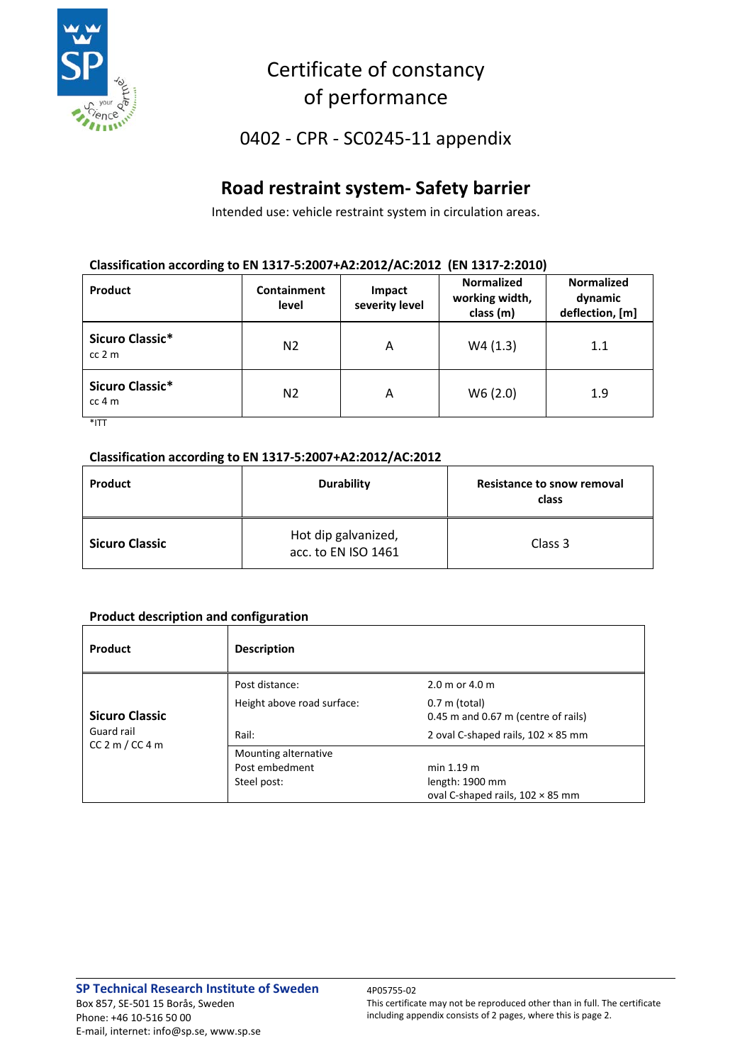# Certificate of constancy of performance

## 0402 - CPR - SC0245-11 appendix

## Road restraint system- Safety barrier

Intended use: vehicle restraint system in circulation areas.

**Classification according to EN 1317-5:2007+A2:2012/AC:2012 (EN 1317-2:2010)**

| Product | Containment level | Impact severity level | Normalized working width, class (m) | Normalized dynamic deflection, [m] |
|---|---|---|---|---|
| **Sicuro Classic*** cc 2 m | N2 | A | W4 (1.3) | 1.1 |
| **Sicuro Classic*** cc 4 m | N2 | A | W6 (2.0) | 1.9 |

*ITT

**Classification according to EN 1317-5:2007+A2:2012/AC:2012**

| Product | Durability | Resistance to snow removal class |
|---|---|---|
| **Sicuro Classic** | Hot dip galvanized, acc. to EN ISO 1461 | Class 3 |

**Product description and configuration**

| Product | Description | |
|---|---|---|
| **Sicuro Classic** Guard rail CC 2 m / CC 4 m | Post distance: | 2.0 m or 4.0 m |
| | Height above road surface: | 0.7 m (total) 0.45 m and 0.67 m (centre of rails) |
| | Rail: | 2 oval C-shaped rails, 102 × 85 mm |
| | Mounting alternative | |
| | Post embedment | min 1.19 m |
| | Steel post: | length: 1900 mm oval C-shaped rails, 102 × 85 mm |

**SP Technical Research Institute of Sweden**
Box 857, SE-501 15 Borås, Sweden
Phone: +46 10-516 50 00
E-mail, internet: info@sp.se, www.sp.se

4P05755-02
This certificate may not be reproduced other than in full. The certificate including appendix consists of 2 pages, where this is page 2.